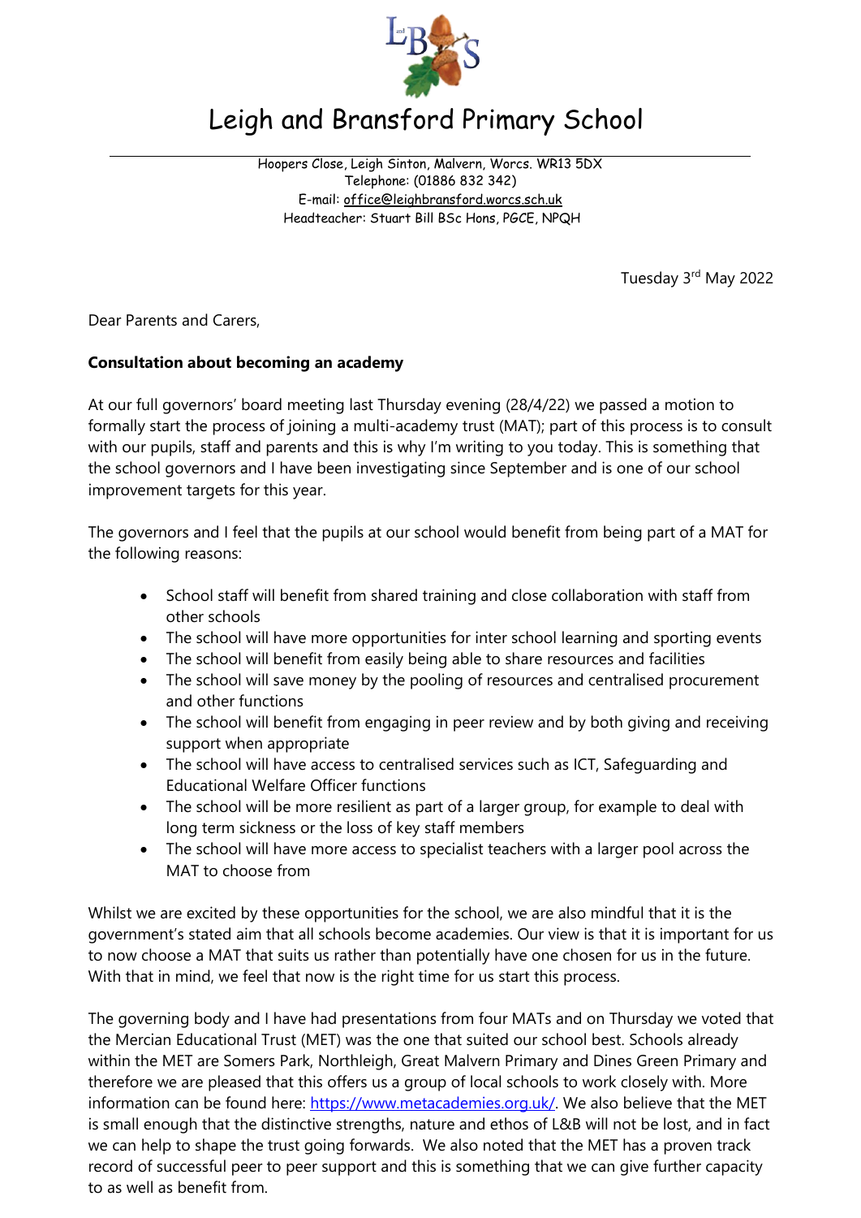# Leigh and Bransford Primary School

Hoopers Close, Leigh Sinton, Malvern, Worcs. WR13 5DX
Telephone: (01886 832 342)
E-mail: office@leighbransford.worcs.sch.uk
Headteacher: Stuart Bill BSc Hons, PGCE, NPQH

Tuesday 3rd May 2022

Dear Parents and Carers,

**Consultation about becoming an academy**

At our full governors' board meeting last Thursday evening (28/4/22) we passed a motion to formally start the process of joining a multi-academy trust (MAT); part of this process is to consult with our pupils, staff and parents and this is why I'm writing to you today. This is something that the school governors and I have been investigating since September and is one of our school improvement targets for this year.

The governors and I feel that the pupils at our school would benefit from being part of a MAT for the following reasons:

- School staff will benefit from shared training and close collaboration with staff from other schools
- The school will have more opportunities for inter school learning and sporting events
- The school will benefit from easily being able to share resources and facilities
- The school will save money by the pooling of resources and centralised procurement and other functions
- The school will benefit from engaging in peer review and by both giving and receiving support when appropriate
- The school will have access to centralised services such as ICT, Safeguarding and Educational Welfare Officer functions
- The school will be more resilient as part of a larger group, for example to deal with long term sickness or the loss of key staff members
- The school will have more access to specialist teachers with a larger pool across the MAT to choose from

Whilst we are excited by these opportunities for the school, we are also mindful that it is the government's stated aim that all schools become academies. Our view is that it is important for us to now choose a MAT that suits us rather than potentially have one chosen for us in the future. With that in mind, we feel that now is the right time for us start this process.

The governing body and I have had presentations from four MATs and on Thursday we voted that the Mercian Educational Trust (MET) was the one that suited our school best. Schools already within the MET are Somers Park, Northleigh, Great Malvern Primary and Dines Green Primary and therefore we are pleased that this offers us a group of local schools to work closely with. More information can be found here: https://www.metacademies.org.uk/. We also believe that the MET is small enough that the distinctive strengths, nature and ethos of L&B will not be lost, and in fact we can help to shape the trust going forwards. We also noted that the MET has a proven track record of successful peer to peer support and this is something that we can give further capacity to as well as benefit from.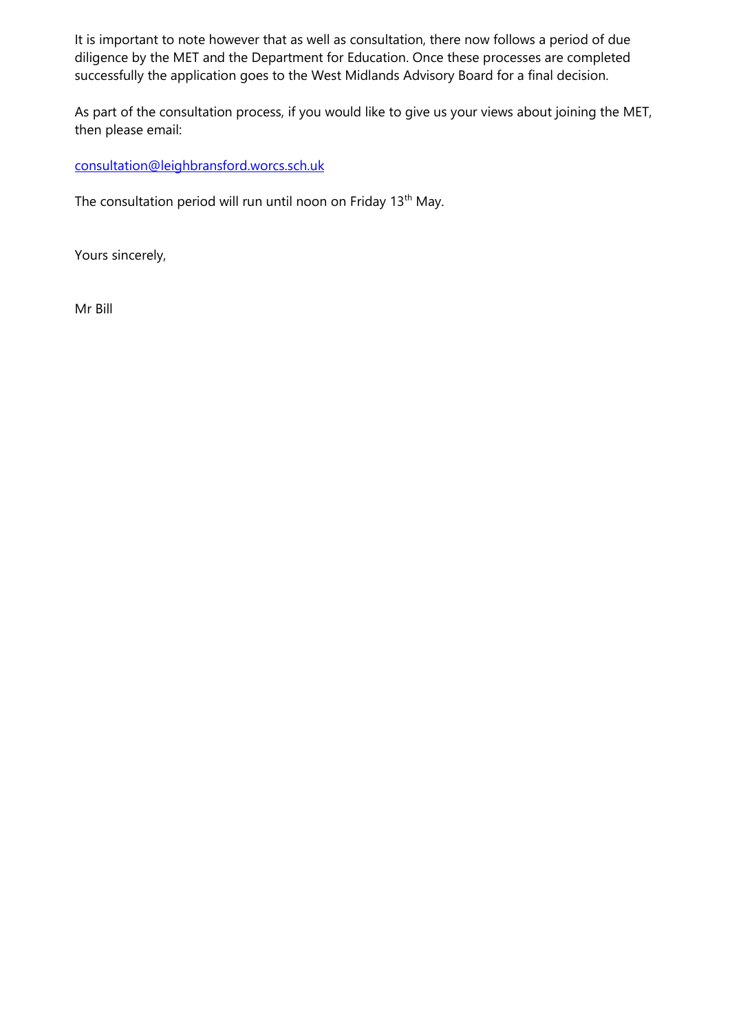It is important to note however that as well as consultation, there now follows a period of due diligence by the MET and the Department for Education. Once these processes are completed successfully the application goes to the West Midlands Advisory Board for a final decision.

As part of the consultation process, if you would like to give us your views about joining the MET, then please email:

consultation@leighbransford.worcs.sch.uk

The consultation period will run until noon on Friday 13th May.

Yours sincerely,

Mr Bill